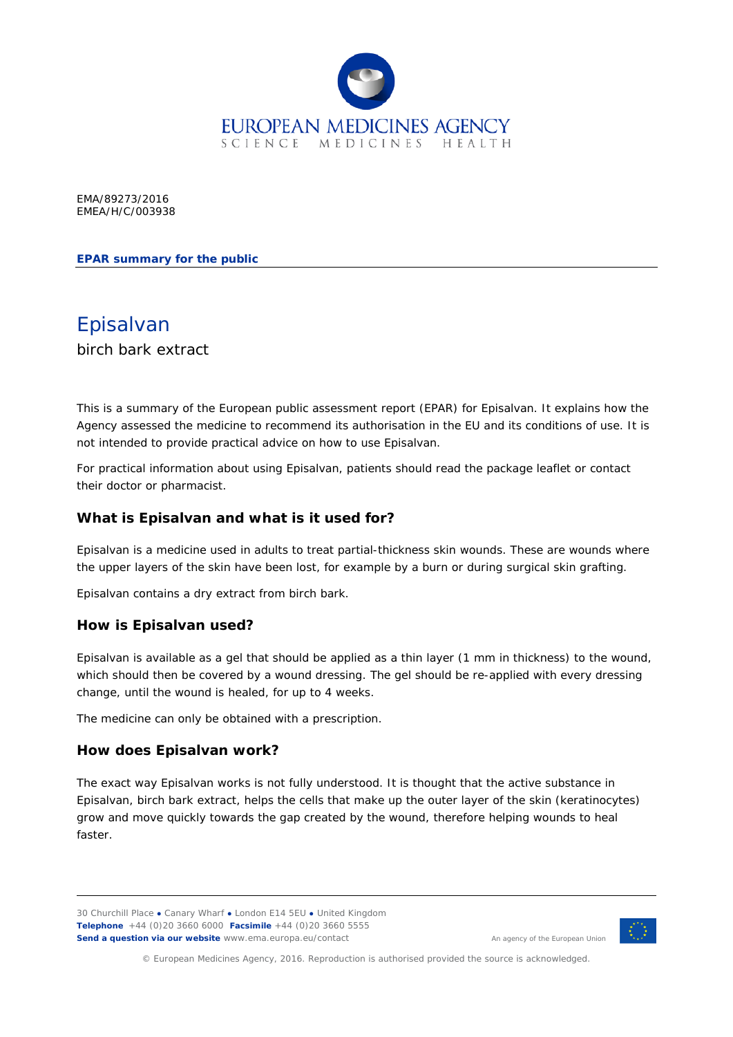EMA/89273/2016
EMEA/H/C/003938

**EPAR summary for the public**

# Episalvan

birch bark extract

This is a summary of the European public assessment report (EPAR) for Episalvan. It explains how the Agency assessed the medicine to recommend its authorisation in the EU and its conditions of use. It is not intended to provide practical advice on how to use Episalvan.

For practical information about using Episalvan, patients should read the package leaflet or contact their doctor or pharmacist.

## What is Episalvan and what is it used for?

Episalvan is a medicine used in adults to treat partial-thickness skin wounds. These are wounds where the upper layers of the skin have been lost, for example by a burn or during surgical skin grafting.

Episalvan contains a dry extract from birch bark.

## How is Episalvan used?

Episalvan is available as a gel that should be applied as a thin layer (1 mm in thickness) to the wound, which should then be covered by a wound dressing. The gel should be re-applied with every dressing change, until the wound is healed, for up to 4 weeks.

The medicine can only be obtained with a prescription.

## How does Episalvan work?

The exact way Episalvan works is not fully understood. It is thought that the active substance in Episalvan, birch bark extract, helps the cells that make up the outer layer of the skin (keratinocytes) grow and move quickly towards the gap created by the wound, therefore helping wounds to heal faster.

30 Churchill Place ● Canary Wharf ● London E14 5EU ● United Kingdom
**Telephone** +44 (0)20 3660 6000 **Facsimile** +44 (0)20 3660 5555
**Send a question via our website** www.ema.europa.eu/contact

An agency of the European Union

© European Medicines Agency, 2016. Reproduction is authorised provided the source is acknowledged.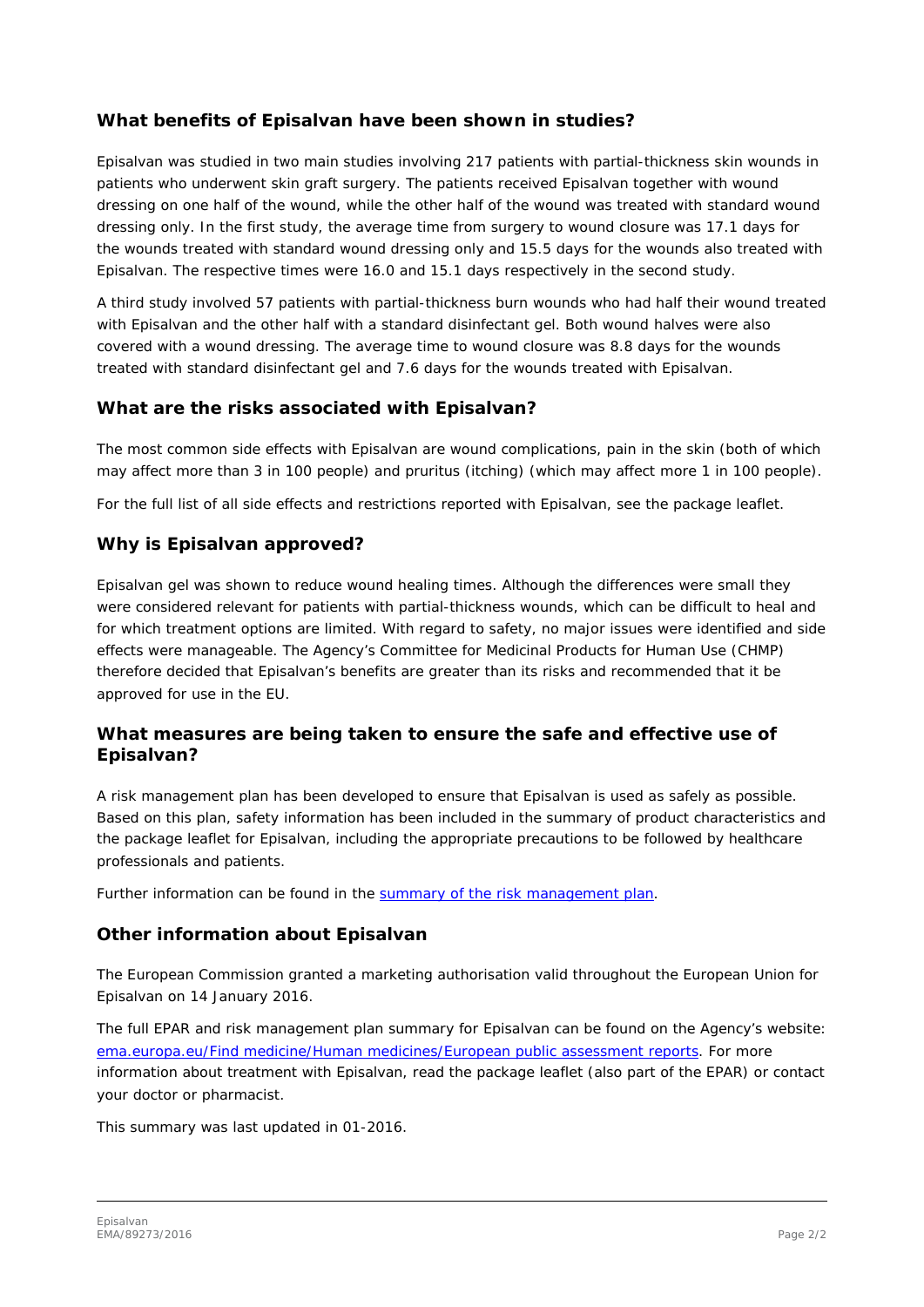## What benefits of Episalvan have been shown in studies?

Episalvan was studied in two main studies involving 217 patients with partial-thickness skin wounds in patients who underwent skin graft surgery. The patients received Episalvan together with wound dressing on one half of the wound, while the other half of the wound was treated with standard wound dressing only. In the first study, the average time from surgery to wound closure was 17.1 days for the wounds treated with standard wound dressing only and 15.5 days for the wounds also treated with Episalvan. The respective times were 16.0 and 15.1 days respectively in the second study.

A third study involved 57 patients with partial-thickness burn wounds who had half their wound treated with Episalvan and the other half with a standard disinfectant gel. Both wound halves were also covered with a wound dressing. The average time to wound closure was 8.8 days for the wounds treated with standard disinfectant gel and 7.6 days for the wounds treated with Episalvan.

## What are the risks associated with Episalvan?

The most common side effects with Episalvan are wound complications, pain in the skin (both of which may affect more than 3 in 100 people) and pruritus (itching) (which may affect more 1 in 100 people).

For the full list of all side effects and restrictions reported with Episalvan, see the package leaflet.

## Why is Episalvan approved?

Episalvan gel was shown to reduce wound healing times. Although the differences were small they were considered relevant for patients with partial-thickness wounds, which can be difficult to heal and for which treatment options are limited. With regard to safety, no major issues were identified and side effects were manageable. The Agency's Committee for Medicinal Products for Human Use (CHMP) therefore decided that Episalvan's benefits are greater than its risks and recommended that it be approved for use in the EU.

## What measures are being taken to ensure the safe and effective use of Episalvan?

A risk management plan has been developed to ensure that Episalvan is used as safely as possible. Based on this plan, safety information has been included in the summary of product characteristics and the package leaflet for Episalvan, including the appropriate precautions to be followed by healthcare professionals and patients.

Further information can be found in the summary of the risk management plan.

## Other information about Episalvan

The European Commission granted a marketing authorisation valid throughout the European Union for Episalvan on 14 January 2016.

The full EPAR and risk management plan summary for Episalvan can be found on the Agency's website: ema.europa.eu/Find medicine/Human medicines/European public assessment reports. For more information about treatment with Episalvan, read the package leaflet (also part of the EPAR) or contact your doctor or pharmacist.

This summary was last updated in 01-2016.